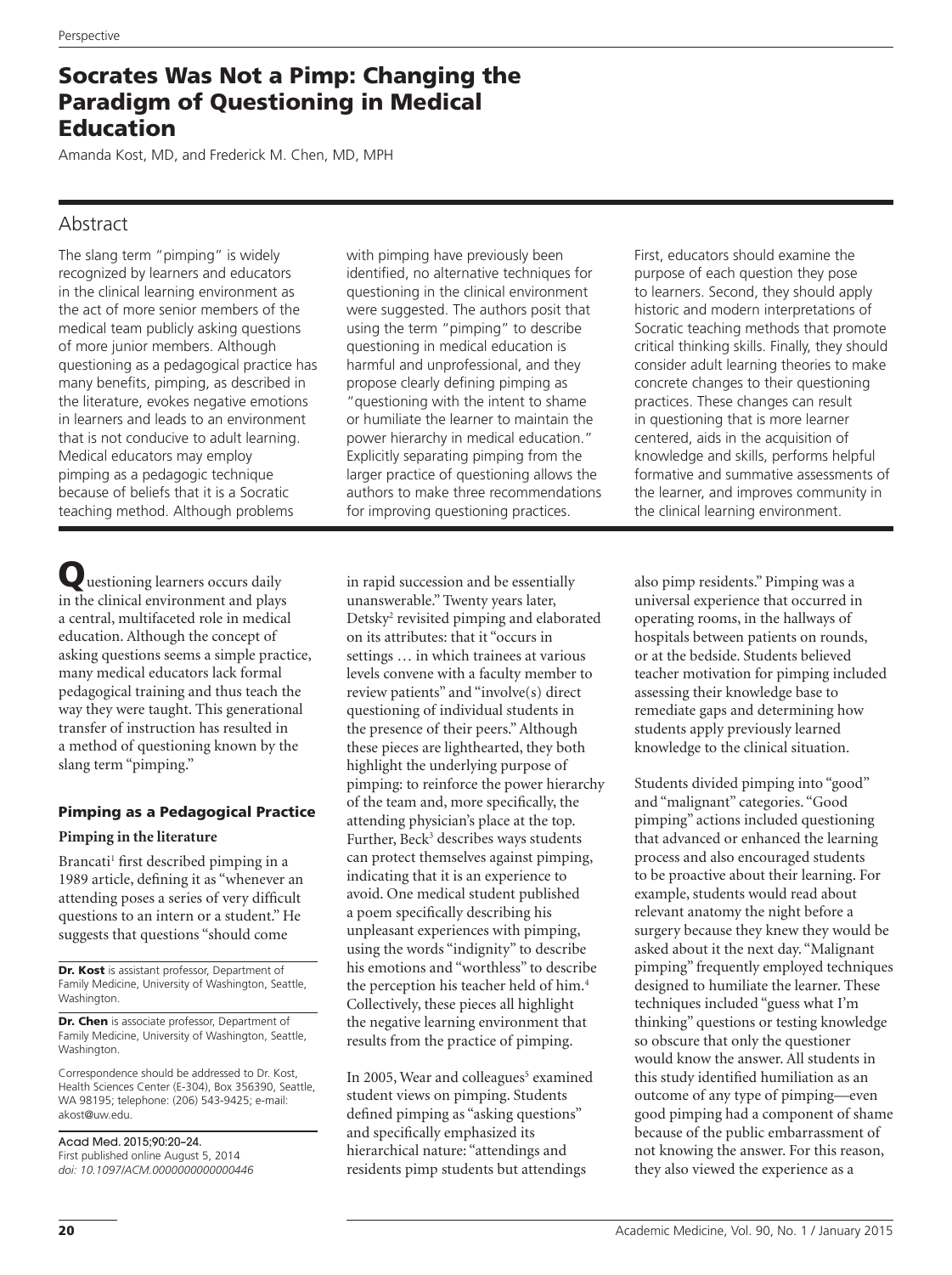# Socrates Was Not a Pimp: Changing the Paradigm of Questioning in Medical Education

Amanda Kost, MD, and Frederick M. Chen, MD, MPH

## Abstract

The slang term "pimping" is widely recognized by learners and educators in the clinical learning environment as the act of more senior members of the medical team publicly asking questions of more junior members. Although questioning as a pedagogical practice has many benefits, pimping, as described in the literature, evokes negative emotions in learners and leads to an environment that is not conducive to adult learning. Medical educators may employ pimping as a pedagogic technique because of beliefs that it is a Socratic teaching method. Although problems with pimping have previously been identified, no alternative techniques for questioning in the clinical environment were suggested. The authors posit that using the term "pimping" to describe questioning in medical education is harmful and unprofessional, and they propose clearly defining pimping as "questioning with the intent to shame or humiliate the learner to maintain the power hierarchy in medical education." Explicitly separating pimping from the larger practice of questioning allows the authors to make three recommendations for improving questioning practices. First, educators should examine the purpose of each question they pose to learners. Second, they should apply historic and modern interpretations of Socratic teaching methods that promote critical thinking skills. Finally, they should consider adult learning theories to make concrete changes to their questioning practices. These changes can result in questioning that is more learner centered, aids in the acquisition of knowledge and skills, performs helpful formative and summative assessments of the learner, and improves community in the clinical learning environment.

Questioning learners occurs daily in the clinical environment and plays a central, multifaceted role in medical education. Although the concept of asking questions seems a simple practice, many medical educators lack formal pedagogical training and thus teach the way they were taught. This generational transfer of instruction has resulted in a method of questioning known by the slang term "pimping."

## Pimping as a Pedagogical Practice

### Pimping in the literature

Brancati[1] first described pimping in a 1989 article, defining it as "whenever an attending poses a series of very difficult questions to an intern or a student." He suggests that questions "should come in rapid succession and be essentially unanswerable." Twenty years later, Detsky[2] revisited pimping and elaborated on its attributes: that it "occurs in settings … in which trainees at various levels convene with a faculty member to review patients" and "involve(s) direct questioning of individual students in the presence of their peers." Although these pieces are lighthearted, they both highlight the underlying purpose of pimping: to reinforce the power hierarchy of the team and, more specifically, the attending physician's place at the top. Further, Beck[3] describes ways students can protect themselves against pimping, indicating that it is an experience to avoid. One medical student published a poem specifically describing his unpleasant experiences with pimping, using the words "indignity" to describe his emotions and "worthless" to describe the perception his teacher held of him.[4] Collectively, these pieces all highlight the negative learning environment that results from the practice of pimping.

In 2005, Wear and colleagues[5] examined student views on pimping. Students defined pimping as "asking questions" and specifically emphasized its hierarchical nature: "attendings and residents pimp students but attendings also pimp residents." Pimping was a universal experience that occurred in operating rooms, in the hallways of hospitals between patients on rounds, or at the bedside. Students believed teacher motivation for pimping included assessing their knowledge base to remediate gaps and determining how students apply previously learned knowledge to the clinical situation.

Students divided pimping into "good" and "malignant" categories. "Good pimping" actions included questioning that advanced or enhanced the learning process and also encouraged students to be proactive about their learning. For example, students would read about relevant anatomy the night before a surgery because they knew they would be asked about it the next day. "Malignant pimping" frequently employed techniques designed to humiliate the learner. These techniques included "guess what I'm thinking" questions or testing knowledge so obscure that only the questioner would know the answer. All students in this study identified humiliation as an outcome of any type of pimping—even good pimping had a component of shame because of the public embarrassment of not knowing the answer. For this reason, they also viewed the experience as a

**Dr. Kost** is assistant professor, Department of Family Medicine, University of Washington, Seattle, Washington.

**Dr. Chen** is associate professor, Department of Family Medicine, University of Washington, Seattle, Washington.

Correspondence should be addressed to Dr. Kost, Health Sciences Center (E-304), Box 356390, Seattle, WA 98195; telephone: (206) 543-9425; e-mail: akost@uw.edu.

Acad Med. 2015;90:20–24.
First published online August 5, 2014
*doi: 10.1097/ACM.0000000000000446*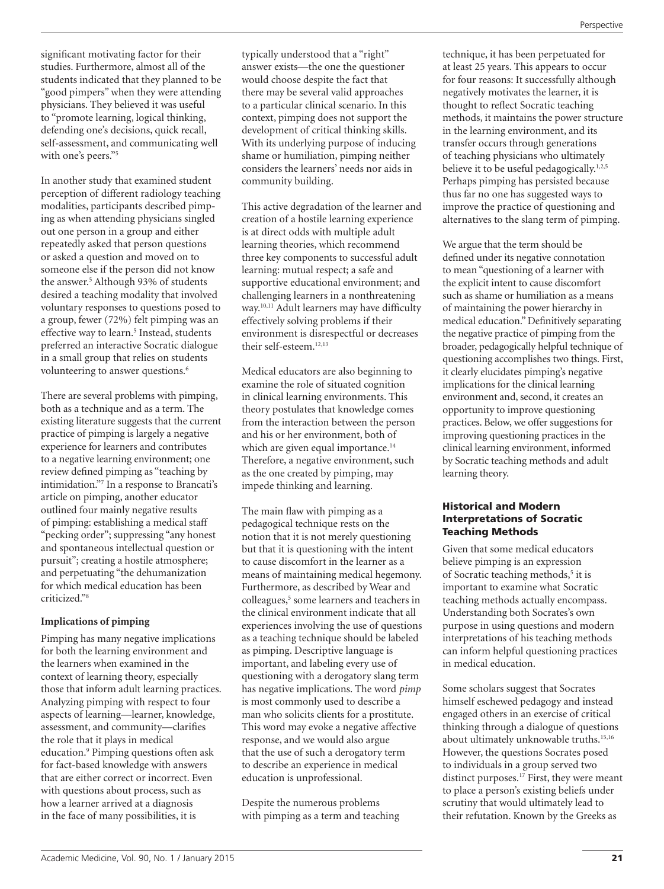significant motivating factor for their studies. Furthermore, almost all of the students indicated that they planned to be "good pimpers" when they were attending physicians. They believed it was useful to "promote learning, logical thinking, defending one's decisions, quick recall, self-assessment, and communicating well with one's peers."[5]

In another study that examined student perception of different radiology teaching modalities, participants described pimping as when attending physicians singled out one person in a group and either repeatedly asked that person questions or asked a question and moved on to someone else if the person did not know the answer.[5] Although 93% of students desired a teaching modality that involved voluntary responses to questions posed to a group, fewer (72%) felt pimping was an effective way to learn.[5] Instead, students preferred an interactive Socratic dialogue in a small group that relies on students volunteering to answer questions.[6]

There are several problems with pimping, both as a technique and as a term. The existing literature suggests that the current practice of pimping is largely a negative experience for learners and contributes to a negative learning environment; one review defined pimping as "teaching by intimidation."[7] In a response to Brancati's article on pimping, another educator outlined four mainly negative results of pimping: establishing a medical staff "pecking order"; suppressing "any honest and spontaneous intellectual question or pursuit"; creating a hostile atmosphere; and perpetuating "the dehumanization for which medical education has been criticized."[8]

**Implications of pimping**

Pimping has many negative implications for both the learning environment and the learners when examined in the context of learning theory, especially those that inform adult learning practices. Analyzing pimping with respect to four aspects of learning—learner, knowledge, assessment, and community—clarifies the role that it plays in medical education.[9] Pimping questions often ask for fact-based knowledge with answers that are either correct or incorrect. Even with questions about process, such as how a learner arrived at a diagnosis in the face of many possibilities, it is typically understood that a "right" answer exists—the one the questioner would choose despite the fact that there may be several valid approaches to a particular clinical scenario. In this context, pimping does not support the development of critical thinking skills. With its underlying purpose of inducing shame or humiliation, pimping neither considers the learners' needs nor aids in community building.

This active degradation of the learner and creation of a hostile learning experience is at direct odds with multiple adult learning theories, which recommend three key components to successful adult learning: mutual respect; a safe and supportive educational environment; and challenging learners in a nonthreatening way.[10,11] Adult learners may have difficulty effectively solving problems if their environment is disrespectful or decreases their self-esteem.[12,13]

Medical educators are also beginning to examine the role of situated cognition in clinical learning environments. This theory postulates that knowledge comes from the interaction between the person and his or her environment, both of which are given equal importance.[14] Therefore, a negative environment, such as the one created by pimping, may impede thinking and learning.

The main flaw with pimping as a pedagogical technique rests on the notion that it is not merely questioning but that it is questioning with the intent to cause discomfort in the learner as a means of maintaining medical hegemony. Furthermore, as described by Wear and colleagues,[5] some learners and teachers in the clinical environment indicate that all experiences involving the use of questions as a teaching technique should be labeled as pimping. Descriptive language is important, and labeling every use of questioning with a derogatory slang term has negative implications. The word *pimp* is most commonly used to describe a man who solicits clients for a prostitute. This word may evoke a negative affective response, and we would also argue that the use of such a derogatory term to describe an experience in medical education is unprofessional.

Despite the numerous problems with pimping as a term and teaching technique, it has been perpetuated for at least 25 years. This appears to occur for four reasons: It successfully although negatively motivates the learner, it is thought to reflect Socratic teaching methods, it maintains the power structure in the learning environment, and its transfer occurs through generations of teaching physicians who ultimately believe it to be useful pedagogically.[1,2,5] Perhaps pimping has persisted because thus far no one has suggested ways to improve the practice of questioning and alternatives to the slang term of pimping.

We argue that the term should be defined under its negative connotation to mean "questioning of a learner with the explicit intent to cause discomfort such as shame or humiliation as a means of maintaining the power hierarchy in medical education." Definitively separating the negative practice of pimping from the broader, pedagogically helpful technique of questioning accomplishes two things. First, it clearly elucidates pimping's negative implications for the clinical learning environment and, second, it creates an opportunity to improve questioning practices. Below, we offer suggestions for improving questioning practices in the clinical learning environment, informed by Socratic teaching methods and adult learning theory.

## Historical and Modern Interpretations of Socratic Teaching Methods

Given that some medical educators believe pimping is an expression of Socratic teaching methods,[5] it is important to examine what Socratic teaching methods actually encompass. Understanding both Socrates's own purpose in using questions and modern interpretations of his teaching methods can inform helpful questioning practices in medical education.

Some scholars suggest that Socrates himself eschewed pedagogy and instead engaged others in an exercise of critical thinking through a dialogue of questions about ultimately unknowable truths.[15,16] However, the questions Socrates posed to individuals in a group served two distinct purposes.[17] First, they were meant to place a person's existing beliefs under scrutiny that would ultimately lead to their refutation. Known by the Greeks as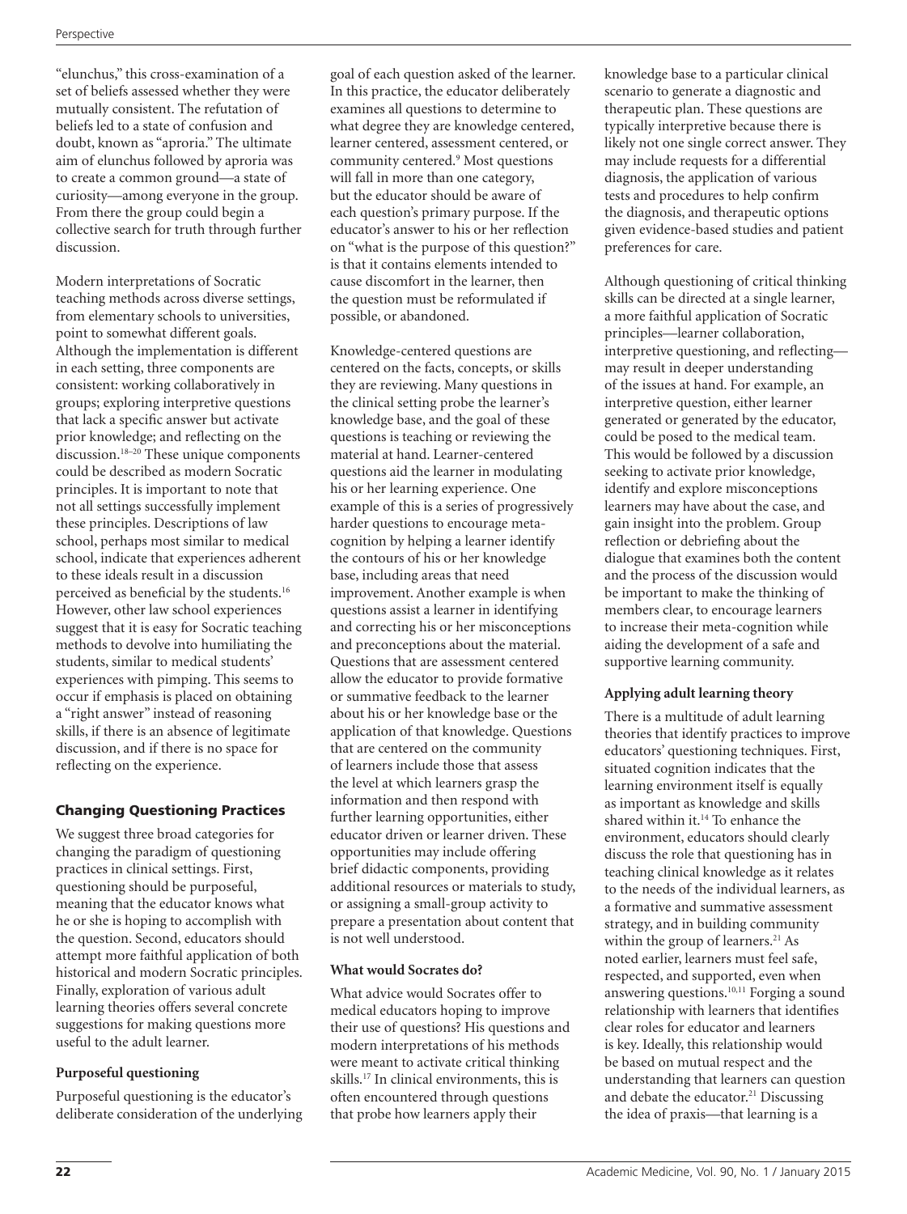"elunchus," this cross-examination of a set of beliefs assessed whether they were mutually consistent. The refutation of beliefs led to a state of confusion and doubt, known as "aproria." The ultimate aim of elunchus followed by aproria was to create a common ground—a state of curiosity—among everyone in the group. From there the group could begin a collective search for truth through further discussion.

Modern interpretations of Socratic teaching methods across diverse settings, from elementary schools to universities, point to somewhat different goals. Although the implementation is different in each setting, three components are consistent: working collaboratively in groups; exploring interpretive questions that lack a specific answer but activate prior knowledge; and reflecting on the discussion.[18–20] These unique components could be described as modern Socratic principles. It is important to note that not all settings successfully implement these principles. Descriptions of law school, perhaps most similar to medical school, indicate that experiences adherent to these ideals result in a discussion perceived as beneficial by the students.[16] However, other law school experiences suggest that it is easy for Socratic teaching methods to devolve into humiliating the students, similar to medical students' experiences with pimping. This seems to occur if emphasis is placed on obtaining a "right answer" instead of reasoning skills, if there is an absence of legitimate discussion, and if there is no space for reflecting on the experience.

## Changing Questioning Practices

We suggest three broad categories for changing the paradigm of questioning practices in clinical settings. First, questioning should be purposeful, meaning that the educator knows what he or she is hoping to accomplish with the question. Second, educators should attempt more faithful application of both historical and modern Socratic principles. Finally, exploration of various adult learning theories offers several concrete suggestions for making questions more useful to the adult learner.

### Purposeful questioning

Purposeful questioning is the educator's deliberate consideration of the underlying goal of each question asked of the learner. In this practice, the educator deliberately examines all questions to determine to what degree they are knowledge centered, learner centered, assessment centered, or community centered.[9] Most questions will fall in more than one category, but the educator should be aware of each question's primary purpose. If the educator's answer to his or her reflection on "what is the purpose of this question?" is that it contains elements intended to cause discomfort in the learner, then the question must be reformulated if possible, or abandoned.

Knowledge-centered questions are centered on the facts, concepts, or skills they are reviewing. Many questions in the clinical setting probe the learner's knowledge base, and the goal of these questions is teaching or reviewing the material at hand. Learner-centered questions aid the learner in modulating his or her learning experience. One example of this is a series of progressively harder questions to encourage meta-cognition by helping a learner identify the contours of his or her knowledge base, including areas that need improvement. Another example is when questions assist a learner in identifying and correcting his or her misconceptions and preconceptions about the material. Questions that are assessment centered allow the educator to provide formative or summative feedback to the learner about his or her knowledge base or the application of that knowledge. Questions that are centered on the community of learners include those that assess the level at which learners grasp the information and then respond with further learning opportunities, either educator driven or learner driven. These opportunities may include offering brief didactic components, providing additional resources or materials to study, or assigning a small-group activity to prepare a presentation about content that is not well understood.

### What would Socrates do?

What advice would Socrates offer to medical educators hoping to improve their use of questions? His questions and modern interpretations of his methods were meant to activate critical thinking skills.[17] In clinical environments, this is often encountered through questions that probe how learners apply their knowledge base to a particular clinical scenario to generate a diagnostic and therapeutic plan. These questions are typically interpretive because there is likely not one single correct answer. They may include requests for a differential diagnosis, the application of various tests and procedures to help confirm the diagnosis, and therapeutic options given evidence-based studies and patient preferences for care.

Although questioning of critical thinking skills can be directed at a single learner, a more faithful application of Socratic principles—learner collaboration, interpretive questioning, and reflecting—may result in deeper understanding of the issues at hand. For example, an interpretive question, either learner generated or generated by the educator, could be posed to the medical team. This would be followed by a discussion seeking to activate prior knowledge, identify and explore misconceptions learners may have about the case, and gain insight into the problem. Group reflection or debriefing about the dialogue that examines both the content and the process of the discussion would be important to make the thinking of members clear, to encourage learners to increase their meta-cognition while aiding the development of a safe and supportive learning community.

### Applying adult learning theory

There is a multitude of adult learning theories that identify practices to improve educators' questioning techniques. First, situated cognition indicates that the learning environment itself is equally as important as knowledge and skills shared within it.[14] To enhance the environment, educators should clearly discuss the role that questioning has in teaching clinical knowledge as it relates to the needs of the individual learners, as a formative and summative assessment strategy, and in building community within the group of learners.[21] As noted earlier, learners must feel safe, respected, and supported, even when answering questions.[10,11] Forging a sound relationship with learners that identifies clear roles for educator and learners is key. Ideally, this relationship would be based on mutual respect and the understanding that learners can question and debate the educator.[21] Discussing the idea of praxis—that learning is a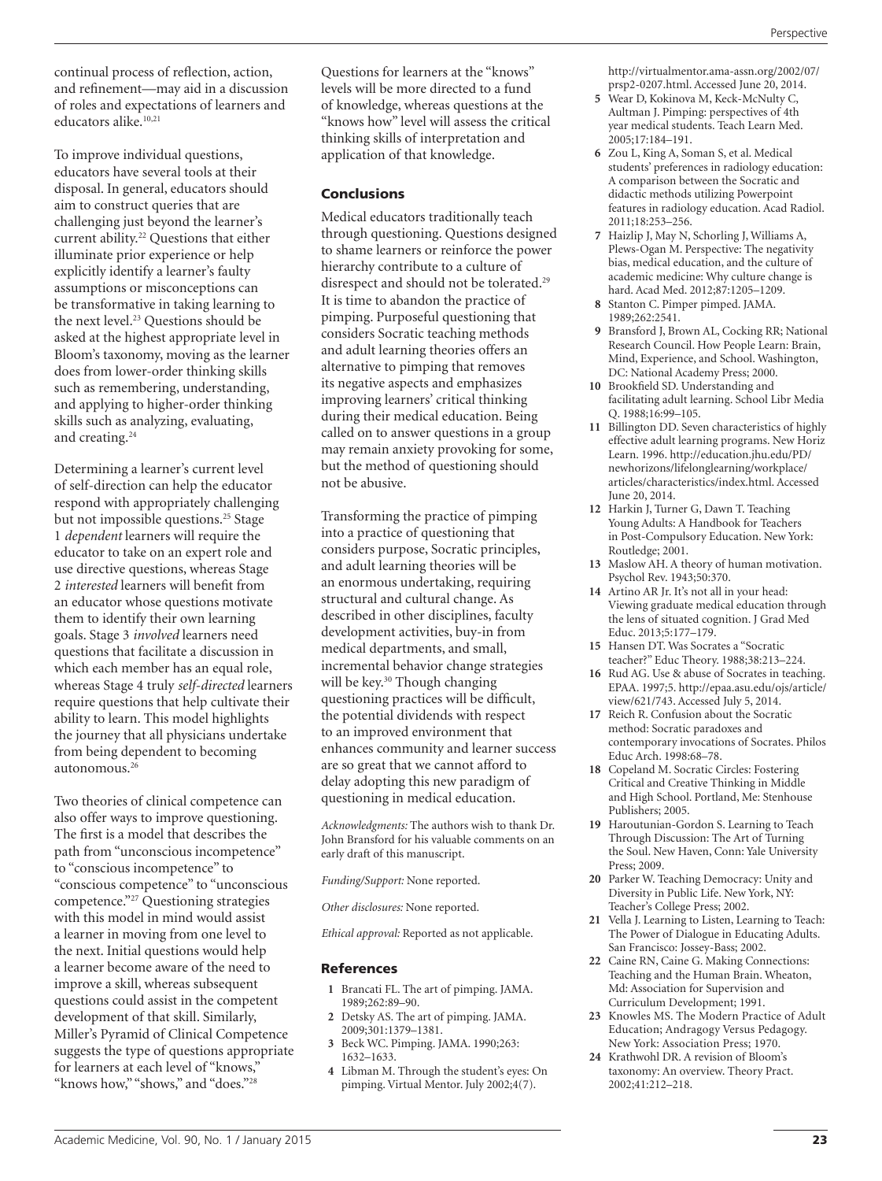continual process of reflection, action, and refinement—may aid in a discussion of roles and expectations of learners and educators alike.[10,21]

To improve individual questions, educators have several tools at their disposal. In general, educators should aim to construct queries that are challenging just beyond the learner's current ability.[22] Questions that either illuminate prior experience or help explicitly identify a learner's faulty assumptions or misconceptions can be transformative in taking learning to the next level.[23] Questions should be asked at the highest appropriate level in Bloom's taxonomy, moving as the learner does from lower-order thinking skills such as remembering, understanding, and applying to higher-order thinking skills such as analyzing, evaluating, and creating.[24]

Determining a learner's current level of self-direction can help the educator respond with appropriately challenging but not impossible questions.[25] Stage 1 *dependent* learners will require the educator to take on an expert role and use directive questions, whereas Stage 2 *interested* learners will benefit from an educator whose questions motivate them to identify their own learning goals. Stage 3 *involved* learners need questions that facilitate a discussion in which each member has an equal role, whereas Stage 4 truly *self-directed* learners require questions that help cultivate their ability to learn. This model highlights the journey that all physicians undertake from being dependent to becoming autonomous.[26]

Two theories of clinical competence can also offer ways to improve questioning. The first is a model that describes the path from "unconscious incompetence" to "conscious incompetence" to "conscious competence" to "unconscious competence."[27] Questioning strategies with this model in mind would assist a learner in moving from one level to the next. Initial questions would help a learner become aware of the need to improve a skill, whereas subsequent questions could assist in the competent development of that skill. Similarly, Miller's Pyramid of Clinical Competence suggests the type of questions appropriate for learners at each level of "knows," "knows how," "shows," and "does."[28] Questions for learners at the "knows" levels will be more directed to a fund of knowledge, whereas questions at the "knows how" level will assess the critical thinking skills of interpretation and application of that knowledge.

## Conclusions

Medical educators traditionally teach through questioning. Questions designed to shame learners or reinforce the power hierarchy contribute to a culture of disrespect and should not be tolerated.[29] It is time to abandon the practice of pimping. Purposeful questioning that considers Socratic teaching methods and adult learning theories offers an alternative to pimping that removes its negative aspects and emphasizes improving learners' critical thinking during their medical education. Being called on to answer questions in a group may remain anxiety provoking for some, but the method of questioning should not be abusive.

Transforming the practice of pimping into a practice of questioning that considers purpose, Socratic principles, and adult learning theories will be an enormous undertaking, requiring structural and cultural change. As described in other disciplines, faculty development activities, buy-in from medical departments, and small, incremental behavior change strategies will be key.[30] Though changing questioning practices will be difficult, the potential dividends with respect to an improved environment that enhances community and learner success are so great that we cannot afford to delay adopting this new paradigm of questioning in medical education.

*Acknowledgments:* The authors wish to thank Dr. John Bransford for his valuable comments on an early draft of this manuscript.

*Funding/Support:* None reported.

*Other disclosures:* None reported.

*Ethical approval:* Reported as not applicable.

## References

1. Brancati FL. The art of pimping. JAMA. 1989;262:89–90.
2. Detsky AS. The art of pimping. JAMA. 2009;301:1379–1381.
3. Beck WC. Pimping. JAMA. 1990;263:1632–1633.
4. Libman M. Through the student's eyes: On pimping. Virtual Mentor. July 2002;4(7). http://virtualmentor.ama-assn.org/2002/07/prsp2-0207.html. Accessed June 20, 2014.
5. Wear D, Kokinova M, Keck-McNulty C, Aultman J. Pimping: perspectives of 4th year medical students. Teach Learn Med. 2005;17:184–191.
6. Zou L, King A, Soman S, et al. Medical students' preferences in radiology education: A comparison between the Socratic and didactic methods utilizing Powerpoint features in radiology education. Acad Radiol. 2011;18:253–256.
7. Haizlip J, May N, Schorling J, Williams A, Plews-Ogan M. Perspective: The negativity bias, medical education, and the culture of academic medicine: Why culture change is hard. Acad Med. 2012;87:1205–1209.
8. Stanton C. Pimper pimped. JAMA. 1989;262:2541.
9. Bransford J, Brown AL, Cocking RR; National Research Council. How People Learn: Brain, Mind, Experience, and School. Washington, DC: National Academy Press; 2000.
10. Brookfield SD. Understanding and facilitating adult learning. School Libr Media Q. 1988;16:99–105.
11. Billington DD. Seven characteristics of highly effective adult learning programs. New Horiz Learn. 1996. http://education.jhu.edu/PD/newhorizons/lifelonglearning/workplace/articles/characteristics/index.html. Accessed June 20, 2014.
12. Harkin J, Turner G, Dawn T. Teaching Young Adults: A Handbook for Teachers in Post-Compulsory Education. New York: Routledge; 2001.
13. Maslow AH. A theory of human motivation. Psychol Rev. 1943;50:370.
14. Artino AR Jr. It's not all in your head: Viewing graduate medical education through the lens of situated cognition. J Grad Med Educ. 2013;5:177–179.
15. Hansen DT. Was Socrates a "Socratic teacher?" Educ Theory. 1988;38:213–224.
16. Rud AG. Use & abuse of Socrates in teaching. EPAA. 1997;5. http://epaa.asu.edu/ojs/article/view/621/743. Accessed July 5, 2014.
17. Reich R. Confusion about the Socratic method: Socratic paradoxes and contemporary invocations of Socrates. Philos Educ Arch. 1998:68–78.
18. Copeland M. Socratic Circles: Fostering Critical and Creative Thinking in Middle and High School. Portland, Me: Stenhouse Publishers; 2005.
19. Haroutunian-Gordon S. Learning to Teach Through Discussion: The Art of Turning the Soul. New Haven, Conn: Yale University Press; 2009.
20. Parker W. Teaching Democracy: Unity and Diversity in Public Life. New York, NY: Teacher's College Press; 2002.
21. Vella J. Learning to Listen, Learning to Teach: The Power of Dialogue in Educating Adults. San Francisco: Jossey-Bass; 2002.
22. Caine RN, Caine G. Making Connections: Teaching and the Human Brain. Wheaton, Md: Association for Supervision and Curriculum Development; 1991.
23. Knowles MS. The Modern Practice of Adult Education; Andragogy Versus Pedagogy. New York: Association Press; 1970.
24. Krathwohl DR. A revision of Bloom's taxonomy: An overview. Theory Pract. 2002;41:212–218.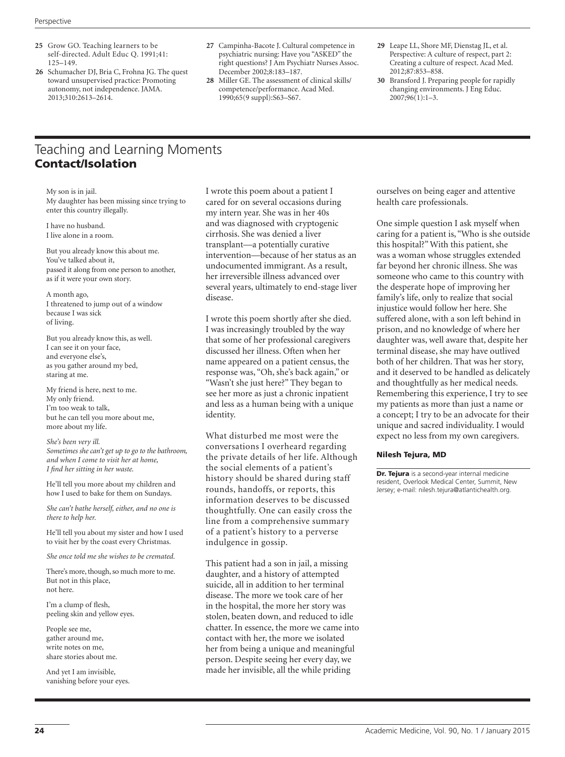25 Grow GO. Teaching learners to be self-directed. Adult Educ Q. 1991;41: 125–149.

26 Schumacher DJ, Bria C, Frohna JG. The quest toward unsupervised practice: Promoting autonomy, not independence. JAMA. 2013;310:2613–2614.

27 Campinha-Bacote J. Cultural competence in psychiatric nursing: Have you "ASKED" the right questions? J Am Psychiatr Nurses Assoc. December 2002;8:183–187.

28 Miller GE. The assessment of clinical skills/competence/performance. Acad Med. 1990;65(9 suppl):S63–S67.

29 Leape LL, Shore MF, Dienstag JL, et al. Perspective: A culture of respect, part 2: Creating a culture of respect. Acad Med. 2012;87:853–858.

30 Bransford J. Preparing people for rapidly changing environments. J Eng Educ. 2007;96(1):1–3.

# Teaching and Learning Moments
## Contact/Isolation

My son is in jail.
My daughter has been missing since trying to enter this country illegally.

I have no husband.
I live alone in a room.

But you already know this about me.
You've talked about it,
passed it along from one person to another,
as if it were your own story.

A month ago,
I threatened to jump out of a window
because I was sick
of living.

But you already know this, as well.
I can see it on your face,
and everyone else's,
as you gather around my bed,
staring at me.

My friend is here, next to me.
My only friend.
I'm too weak to talk,
but he can tell you more about me,
more about my life.

*She's been very ill.*
*Sometimes she can't get up to go to the bathroom,*
*and when I come to visit her at home,*
*I find her sitting in her waste.*

He'll tell you more about my children and
how I used to bake for them on Sundays.

*She can't bathe herself, either, and no one is there to help her.*

He'll tell you about my sister and how I used
to visit her by the coast every Christmas.

*She once told me she wishes to be cremated.*

There's more, though, so much more to me.
But not in this place,
not here.

I'm a clump of flesh,
peeling skin and yellow eyes.

People see me,
gather around me,
write notes on me,
share stories about me.

And yet I am invisible,
vanishing before your eyes.

I wrote this poem about a patient I cared for on several occasions during my intern year. She was in her 40s and was diagnosed with cryptogenic cirrhosis. She was denied a liver transplant—a potentially curative intervention—because of her status as an undocumented immigrant. As a result, her irreversible illness advanced over several years, ultimately to end-stage liver disease.

I wrote this poem shortly after she died. I was increasingly troubled by the way that some of her professional caregivers discussed her illness. Often when her name appeared on a patient census, the response was, "Oh, she's back again," or "Wasn't she just here?" They began to see her more as just a chronic inpatient and less as a human being with a unique identity.

What disturbed me most were the conversations I overheard regarding the private details of her life. Although the social elements of a patient's history should be shared during staff rounds, handoffs, or reports, this information deserves to be discussed thoughtfully. One can easily cross the line from a comprehensive summary of a patient's history to a perverse indulgence in gossip.

This patient had a son in jail, a missing daughter, and a history of attempted suicide, all in addition to her terminal disease. The more we took care of her in the hospital, the more her story was stolen, beaten down, and reduced to idle chatter. In essence, the more we came into contact with her, the more we isolated her from being a unique and meaningful person. Despite seeing her every day, we made her invisible, all the while priding ourselves on being eager and attentive health care professionals.

One simple question I ask myself when caring for a patient is, "Who is she outside this hospital?" With this patient, she was a woman whose struggles extended far beyond her chronic illness. She was someone who came to this country with the desperate hope of improving her family's life, only to realize that social injustice would follow her here. She suffered alone, with a son left behind in prison, and no knowledge of where her daughter was, well aware that, despite her terminal disease, she may have outlived both of her children. That was her story, and it deserved to be handled as delicately and thoughtfully as her medical needs. Remembering this experience, I try to see my patients as more than just a name or a concept; I try to be an advocate for their unique and sacred individuality. I would expect no less from my own caregivers.

**Nilesh Tejura, MD**

**Dr. Tejura** is a second-year internal medicine resident, Overlook Medical Center, Summit, New Jersey; e-mail: nilesh.tejura@atlantichealth.org.